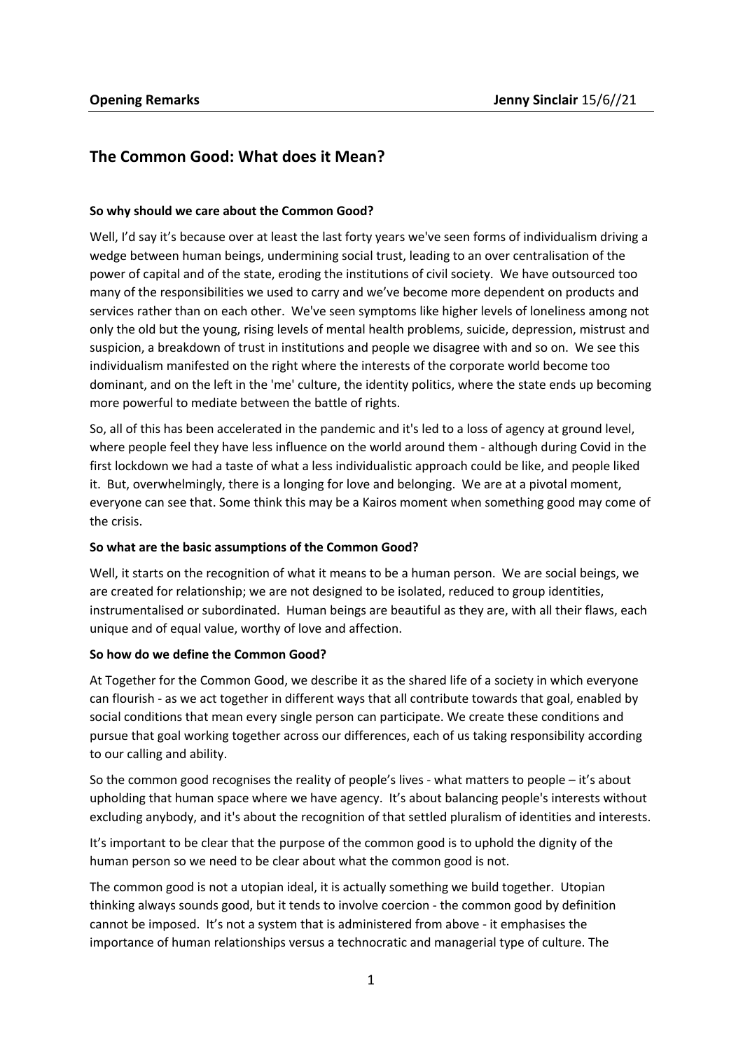**Opening Remarks** **Jenny Sinclair** 15/6//21

## The Common Good: What does it Mean?

**So why should we care about the Common Good?**

Well, I'd say it's because over at least the last forty years we've seen forms of individualism driving a wedge between human beings, undermining social trust, leading to an over centralisation of the power of capital and of the state, eroding the institutions of civil society. We have outsourced too many of the responsibilities we used to carry and we've become more dependent on products and services rather than on each other. We've seen symptoms like higher levels of loneliness among not only the old but the young, rising levels of mental health problems, suicide, depression, mistrust and suspicion, a breakdown of trust in institutions and people we disagree with and so on. We see this individualism manifested on the right where the interests of the corporate world become too dominant, and on the left in the 'me' culture, the identity politics, where the state ends up becoming more powerful to mediate between the battle of rights.

So, all of this has been accelerated in the pandemic and it's led to a loss of agency at ground level, where people feel they have less influence on the world around them - although during Covid in the first lockdown we had a taste of what a less individualistic approach could be like, and people liked it. But, overwhelmingly, there is a longing for love and belonging. We are at a pivotal moment, everyone can see that. Some think this may be a Kairos moment when something good may come of the crisis.

**So what are the basic assumptions of the Common Good?**

Well, it starts on the recognition of what it means to be a human person. We are social beings, we are created for relationship; we are not designed to be isolated, reduced to group identities, instrumentalised or subordinated. Human beings are beautiful as they are, with all their flaws, each unique and of equal value, worthy of love and affection.

**So how do we define the Common Good?**

At Together for the Common Good, we describe it as the shared life of a society in which everyone can flourish - as we act together in different ways that all contribute towards that goal, enabled by social conditions that mean every single person can participate. We create these conditions and pursue that goal working together across our differences, each of us taking responsibility according to our calling and ability.

So the common good recognises the reality of people's lives - what matters to people – it's about upholding that human space where we have agency. It's about balancing people's interests without excluding anybody, and it's about the recognition of that settled pluralism of identities and interests.

It's important to be clear that the purpose of the common good is to uphold the dignity of the human person so we need to be clear about what the common good is not.

The common good is not a utopian ideal, it is actually something we build together. Utopian thinking always sounds good, but it tends to involve coercion - the common good by definition cannot be imposed. It's not a system that is administered from above - it emphasises the importance of human relationships versus a technocratic and managerial type of culture. The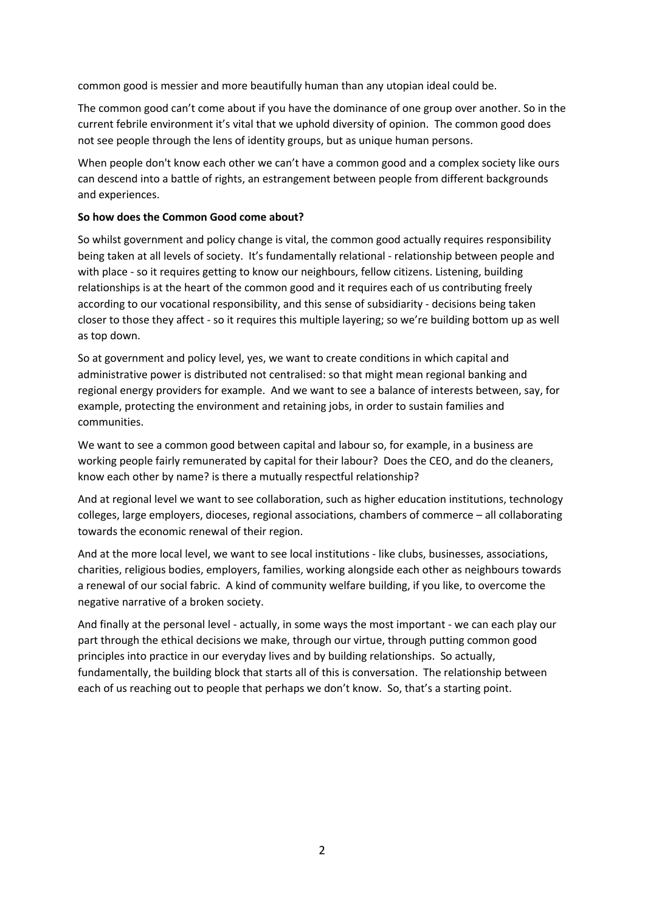common good is messier and more beautifully human than any utopian ideal could be.

The common good can't come about if you have the dominance of one group over another. So in the current febrile environment it's vital that we uphold diversity of opinion. The common good does not see people through the lens of identity groups, but as unique human persons.

When people don't know each other we can't have a common good and a complex society like ours can descend into a battle of rights, an estrangement between people from different backgrounds and experiences.

**So how does the Common Good come about?**

So whilst government and policy change is vital, the common good actually requires responsibility being taken at all levels of society. It's fundamentally relational - relationship between people and with place - so it requires getting to know our neighbours, fellow citizens. Listening, building relationships is at the heart of the common good and it requires each of us contributing freely according to our vocational responsibility, and this sense of subsidiarity - decisions being taken closer to those they affect - so it requires this multiple layering; so we're building bottom up as well as top down.

So at government and policy level, yes, we want to create conditions in which capital and administrative power is distributed not centralised: so that might mean regional banking and regional energy providers for example. And we want to see a balance of interests between, say, for example, protecting the environment and retaining jobs, in order to sustain families and communities.

We want to see a common good between capital and labour so, for example, in a business are working people fairly remunerated by capital for their labour? Does the CEO, and do the cleaners, know each other by name? is there a mutually respectful relationship?

And at regional level we want to see collaboration, such as higher education institutions, technology colleges, large employers, dioceses, regional associations, chambers of commerce – all collaborating towards the economic renewal of their region.

And at the more local level, we want to see local institutions - like clubs, businesses, associations, charities, religious bodies, employers, families, working alongside each other as neighbours towards a renewal of our social fabric. A kind of community welfare building, if you like, to overcome the negative narrative of a broken society.

And finally at the personal level - actually, in some ways the most important - we can each play our part through the ethical decisions we make, through our virtue, through putting common good principles into practice in our everyday lives and by building relationships. So actually, fundamentally, the building block that starts all of this is conversation. The relationship between each of us reaching out to people that perhaps we don't know. So, that's a starting point.